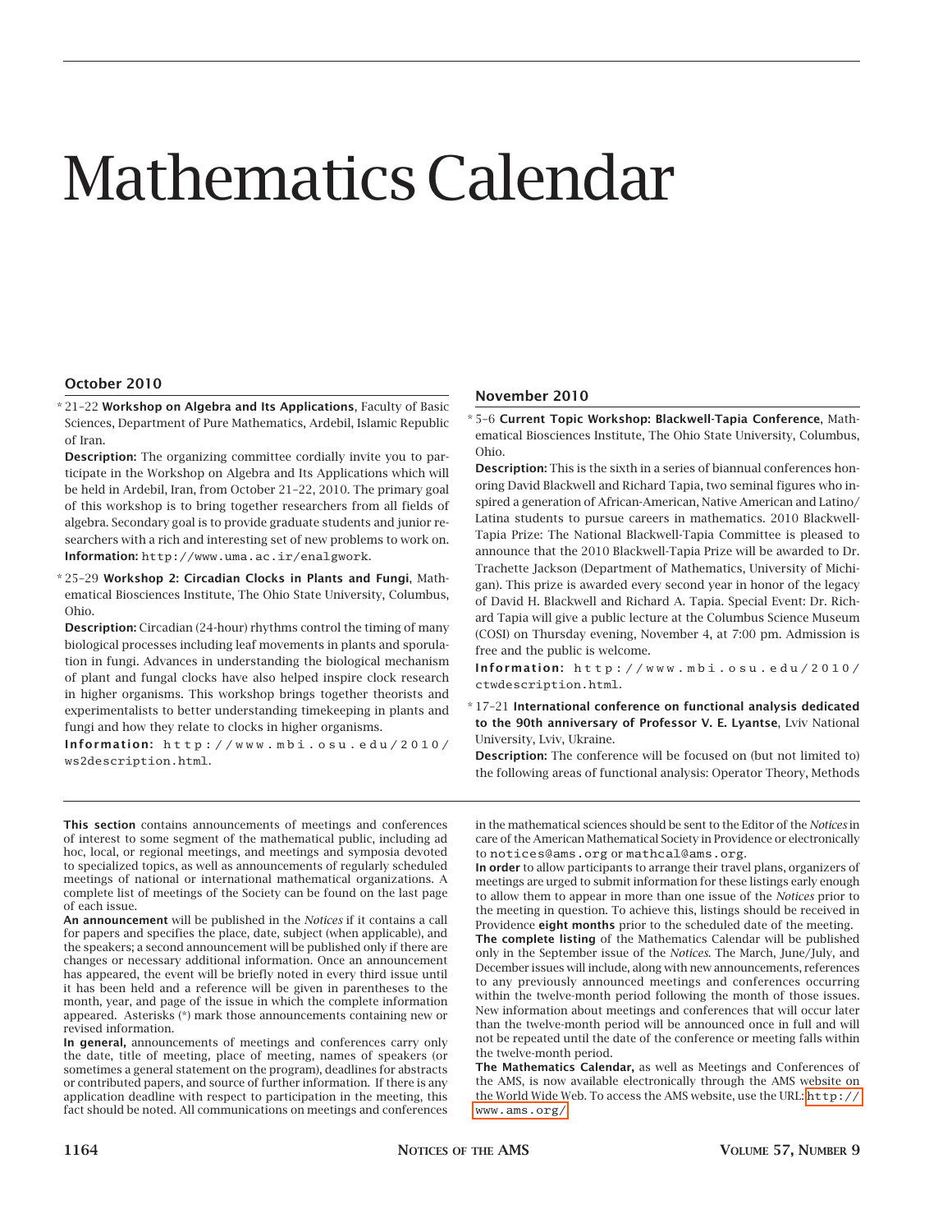# Mathematics Calendar

## October 2010

\* 21–22 **Workshop on Algebra and Its Applications**, Faculty of Basic Sciences, Department of Pure Mathematics, Ardebil, Islamic Republic of Iran.

**Description:** The organizing committee cordially invite you to participate in the Workshop on Algebra and Its Applications which will be held in Ardebil, Iran, from October 21–22, 2010. The primary goal of this workshop is to bring together researchers from all fields of algebra. Secondary goal is to provide graduate students and junior researchers with a rich and interesting set of new problems to work on.
**Information:** `http://www.uma.ac.ir/enalgwork`.

\* 25–29 **Workshop 2: Circadian Clocks in Plants and Fungi**, Mathematical Biosciences Institute, The Ohio State University, Columbus, Ohio.

**Description:** Circadian (24-hour) rhythms control the timing of many biological processes including leaf movements in plants and sporulation in fungi. Advances in understanding the biological mechanism of plant and fungal clocks have also helped inspire clock research in higher organisms. This workshop brings together theorists and experimentalists to better understanding timekeeping in plants and fungi and how they relate to clocks in higher organisms.
**Information:** `http://www.mbi.osu.edu/2010/ws2description.html`.

## November 2010

\* 5–6 **Current Topic Workshop: Blackwell-Tapia Conference**, Mathematical Biosciences Institute, The Ohio State University, Columbus, Ohio.

**Description:** This is the sixth in a series of biannual conferences honoring David Blackwell and Richard Tapia, two seminal figures who inspired a generation of African-American, Native American and Latino/Latina students to pursue careers in mathematics. 2010 Blackwell-Tapia Prize: The National Blackwell-Tapia Committee is pleased to announce that the 2010 Blackwell-Tapia Prize will be awarded to Dr. Trachette Jackson (Department of Mathematics, University of Michigan). This prize is awarded every second year in honor of the legacy of David H. Blackwell and Richard A. Tapia. Special Event: Dr. Richard Tapia will give a public lecture at the Columbus Science Museum (COSI) on Thursday evening, November 4, at 7:00 pm. Admission is free and the public is welcome.
**Information:** `http://www.mbi.osu.edu/2010/ctwdescription.html`.

\* 17–21 **International conference on functional analysis dedicated to the 90th anniversary of Professor V. E. Lyantse**, Lviv National University, Lviv, Ukraine.

**Description:** The conference will be focused on (but not limited to) the following areas of functional analysis: Operator Theory, Methods

---

**This section** contains announcements of meetings and conferences of interest to some segment of the mathematical public, including ad hoc, local, or regional meetings, and meetings and symposia devoted to specialized topics, as well as announcements of regularly scheduled meetings of national or international mathematical organizations. A complete list of meetings of the Society can be found on the last page of each issue.

**An announcement** will be published in the *Notices* if it contains a call for papers and specifies the place, date, subject (when applicable), and the speakers; a second announcement will be published only if there are changes or necessary additional information. Once an announcement has appeared, the event will be briefly noted in every third issue until it has been held and a reference will be given in parentheses to the month, year, and page of the issue in which the complete information appeared. Asterisks (*) mark those announcements containing new or revised information.

**In general,** announcements of meetings and conferences carry only the date, title of meeting, place of meeting, names of speakers (or sometimes a general statement on the program), deadlines for abstracts or contributed papers, and source of further information. If there is any application deadline with respect to participation in the meeting, this fact should be noted. All communications on meetings and conferences in the mathematical sciences should be sent to the Editor of the *Notices* in care of the American Mathematical Society in Providence or electronically to `notices@ams.org` or `mathcal@ams.org`.

**In order** to allow participants to arrange their travel plans, organizers of meetings are urged to submit information for these listings early enough to allow them to appear in more than one issue of the *Notices* prior to the meeting in question. To achieve this, listings should be received in Providence **eight months** prior to the scheduled date of the meeting.

**The complete listing** of the Mathematics Calendar will be published only in the September issue of the *Notices*. The March, June/July, and December issues will include, along with new announcements, references to any previously announced meetings and conferences occurring within the twelve-month period following the month of those issues. New information about meetings and conferences that will occur later than the twelve-month period will be announced once in full and will not be repeated until the date of the conference or meeting falls within the twelve-month period.

**The Mathematics Calendar,** as well as Meetings and Conferences of the AMS, is now available electronically through the AMS website on the World Wide Web. To access the AMS website, use the URL: `http://www.ams.org/`.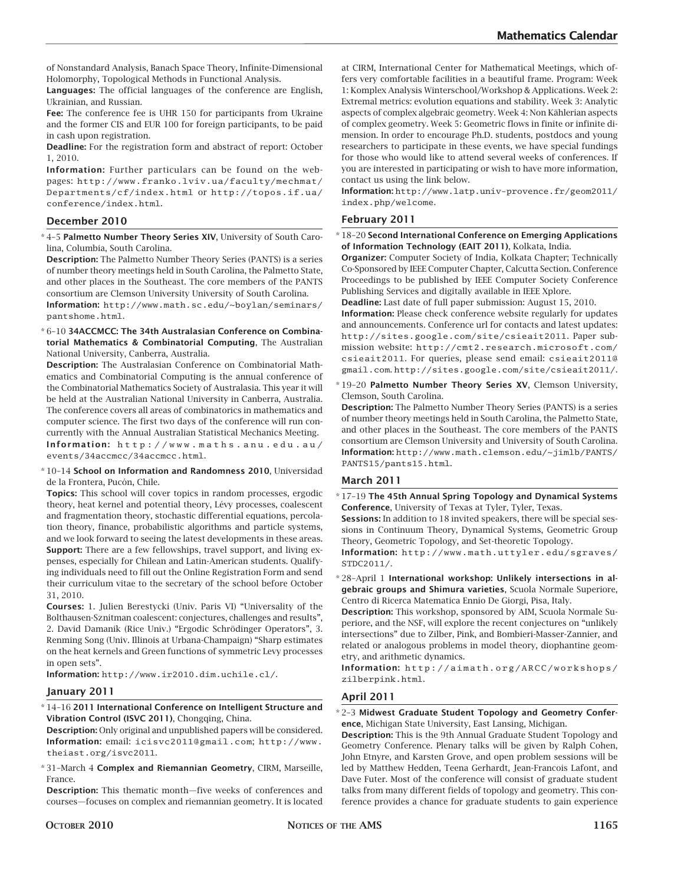of Nonstandard Analysis, Banach Space Theory, Infinite-Dimensional Holomorphy, Topological Methods in Functional Analysis.

**Languages:** The official languages of the conference are English, Ukrainian, and Russian.

**Fee:** The conference fee is UHR 150 for participants from Ukraine and the former CIS and EUR 100 for foreign participants, to be paid in cash upon registration.

**Deadline:** For the registration form and abstract of report: October 1, 2010.

**Information:** Further particulars can be found on the webpages: http://www.franko.lviv.ua/faculty/mechmat/Departments/cf/index.html or http://topos.if.ua/conference/index.html.

## December 2010

\* 4–5 **Palmetto Number Theory Series XIV**, University of South Carolina, Columbia, South Carolina.

**Description:** The Palmetto Number Theory Series (PANTS) is a series of number theory meetings held in South Carolina, the Palmetto State, and other places in the Southeast. The core members of the PANTS consortium are Clemson University University of South Carolina.

**Information:** http://www.math.sc.edu/~boylan/seminars/pantshome.html.

\* 6–10 **34ACCMCC: The 34th Australasian Conference on Combinatorial Mathematics & Combinatorial Computing**, The Australian National University, Canberra, Australia.

**Description:** The Australasian Conference on Combinatorial Mathematics and Combinatorial Computing is the annual conference of the Combinatorial Mathematics Society of Australasia. This year it will be held at the Australian National University in Canberra, Australia. The conference covers all areas of combinatorics in mathematics and computer science. The first two days of the conference will run concurrently with the Annual Australian Statistical Mechanics Meeting.

**Information:** http://www.maths.anu.edu.au/events/34accmcc/34accmcc.html.

\* 10–14 **School on Information and Randomness 2010**, Universidad de la Frontera, Pucón, Chile.

**Topics:** This school will cover topics in random processes, ergodic theory, heat kernel and potential theory, Lévy processes, coalescent and fragmentation theory, stochastic differential equations, percolation theory, finance, probabilistic algorithms and particle systems, and we look forward to seeing the latest developments in these areas.

**Support:** There are a few fellowships, travel support, and living expenses, especially for Chilean and Latin-American students. Qualifying individuals need to fill out the Online Registration Form and send their curriculum vitae to the secretary of the school before October 31, 2010.

**Courses:** 1. Julien Berestycki (Univ. Paris VI) "Universality of the Bolthausen-Sznitman coalescent: conjectures, challenges and results", 2. David Damanik (Rice Univ.) "Ergodic Schrödinger Operators", 3. Renming Song (Univ. Illinois at Urbana-Champaign) "Sharp estimates on the heat kernels and Green functions of symmetric Levy processes in open sets".

**Information:** http://www.ir2010.dim.uchile.cl/.

## January 2011

\* 14–16 **2011 International Conference on Intelligent Structure and Vibration Control (ISVC 2011)**, Chongqing, China.

**Description:** Only original and unpublished papers will be considered.

**Information:** email: icisvc2011@gmail.com; http://www.theiast.org/isvc2011.

\* 31–March 4 **Complex and Riemannian Geometry**, CIRM, Marseille, France.

**Description:** This thematic month—five weeks of conferences and courses—focuses on complex and riemannian geometry. It is located at CIRM, International Center for Mathematical Meetings, which offers very comfortable facilities in a beautiful frame. Program: Week 1: Komplex Analysis Winterschool/Workshop & Applications. Week 2: Extremal metrics: evolution equations and stability. Week 3: Analytic aspects of complex algebraic geometry. Week 4: Non Kählerian aspects of complex geometry. Week 5: Geometric flows in finite or infinite dimension. In order to encourage Ph.D. students, postdocs and young researchers to participate in these events, we have special fundings for those who would like to attend several weeks of conferences. If you are interested in participating or wish to have more information, contact us using the link below.

**Information:** http://www.latp.univ-provence.fr/geom2011/index.php/welcome.

## February 2011

\* 18–20 **Second International Conference on Emerging Applications of Information Technology (EAIT 2011)**, Kolkata, India.

**Organizer:** Computer Society of India, Kolkata Chapter; Technically Co-Sponsored by IEEE Computer Chapter, Calcutta Section. Conference Proceedings to be published by IEEE Computer Society Conference Publishing Services and digitally available in IEEE Xplore.

**Deadline:** Last date of full paper submission: August 15, 2010.

**Information:** Please check conference website regularly for updates and announcements. Conference url for contacts and latest updates: http://sites.google.com/site/csieait2011. Paper submission website: http://cmt2.research.microsoft.com/csieait2011. For queries, please send email: csieait2011@gmail.com. http://sites.google.com/site/csieait2011/.

\* 19–20 **Palmetto Number Theory Series XV**, Clemson University, Clemson, South Carolina.

**Description:** The Palmetto Number Theory Series (PANTS) is a series of number theory meetings held in South Carolina, the Palmetto State, and other places in the Southeast. The core members of the PANTS consortium are Clemson University and University of South Carolina.

**Information:** http://www.math.clemson.edu/~jimlb/PANTS/PANTS15/pants15.html.

## March 2011

\* 17–19 **The 45th Annual Spring Topology and Dynamical Systems Conference**, University of Texas at Tyler, Tyler, Texas.

**Sessions:** In addition to 18 invited speakers, there will be special sessions in Continuum Theory, Dynamical Systems, Geometric Group Theory, Geometric Topology, and Set-theoretic Topology.

**Information:** http://www.math.uttyler.edu/sgraves/STDC2011/.

\* 28–April 1 **International workshop: Unlikely intersections in algebraic groups and Shimura varieties**, Scuola Normale Superiore, Centro di Ricerca Matematica Ennio De Giorgi, Pisa, Italy.

**Description:** This workshop, sponsored by AIM, Scuola Normale Superiore, and the NSF, will explore the recent conjectures on "unlikely intersections" due to Zilber, Pink, and Bombieri-Masser-Zannier, and related or analogous problems in model theory, diophantine geometry, and arithmetic dynamics.

**Information:** http://aimath.org/ARCC/workshops/zilberpink.html.

## April 2011

\* 2–3 **Midwest Graduate Student Topology and Geometry Conference**, Michigan State University, East Lansing, Michigan.

**Description:** This is the 9th Annual Graduate Student Topology and Geometry Conference. Plenary talks will be given by Ralph Cohen, John Etnyre, and Karsten Grove, and open problem sessions will be led by Matthew Hedden, Teena Gerhardt, Jean-Francois Lafont, and Dave Futer. Most of the conference will consist of graduate student talks from many different fields of topology and geometry. This conference provides a chance for graduate students to gain experience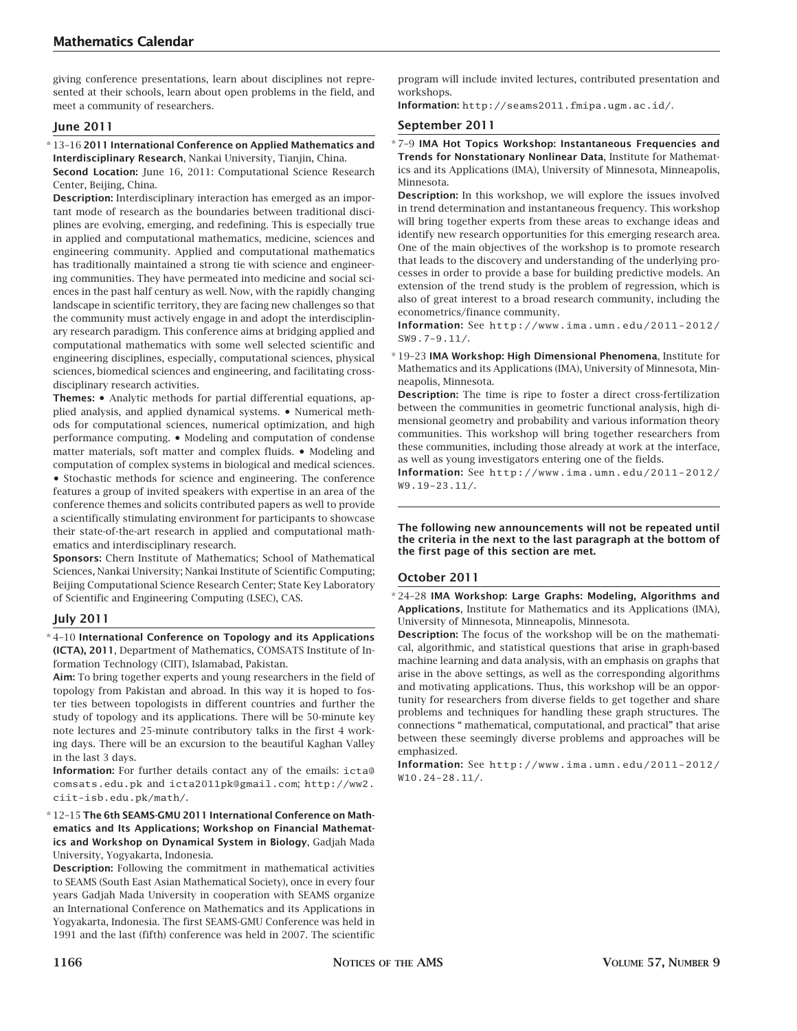giving conference presentations, learn about disciplines not represented at their schools, learn about open problems in the field, and meet a community of researchers.

## June 2011

\* 13–16 **2011 International Conference on Applied Mathematics and Interdisciplinary Research**, Nankai University, Tianjin, China.

**Second Location:** June 16, 2011: Computational Science Research Center, Beijing, China.

**Description:** Interdisciplinary interaction has emerged as an important mode of research as the boundaries between traditional disciplines are evolving, emerging, and redefining. This is especially true in applied and computational mathematics, medicine, sciences and engineering community. Applied and computational mathematics has traditionally maintained a strong tie with science and engineering communities. They have permeated into medicine and social sciences in the past half century as well. Now, with the rapidly changing landscape in scientific territory, they are facing new challenges so that the community must actively engage in and adopt the interdisciplinary research paradigm. This conference aims at bridging applied and computational mathematics with some well selected scientific and engineering disciplines, especially, computational sciences, physical sciences, biomedical sciences and engineering, and facilitating cross-disciplinary research activities.

**Themes:** • Analytic methods for partial differential equations, applied analysis, and applied dynamical systems. • Numerical methods for computational sciences, numerical optimization, and high performance computing. • Modeling and computation of condense matter materials, soft matter and complex fluids. • Modeling and computation of complex systems in biological and medical sciences. • Stochastic methods for science and engineering. The conference features a group of invited speakers with expertise in an area of the conference themes and solicits contributed papers as well to provide a scientifically stimulating environment for participants to showcase their state-of-the-art research in applied and computational mathematics and interdisciplinary research.

**Sponsors:** Chern Institute of Mathematics; School of Mathematical Sciences, Nankai University; Nankai Institute of Scientific Computing; Beijing Computational Science Research Center; State Key Laboratory of Scientific and Engineering Computing (LSEC), CAS.

## July 2011

\* 4–10 **International Conference on Topology and its Applications (ICTA), 2011**, Department of Mathematics, COMSATS Institute of Information Technology (CIIT), Islamabad, Pakistan.

**Aim:** To bring together experts and young researchers in the field of topology from Pakistan and abroad. In this way it is hoped to foster ties between topologists in different countries and further the study of topology and its applications. There will be 50-minute key note lectures and 25-minute contributory talks in the first 4 working days. There will be an excursion to the beautiful Kaghan Valley in the last 3 days.

**Information:** For further details contact any of the emails: icta@comsats.edu.pk and icta2011pk@gmail.com; http://ww2.ciit-isb.edu.pk/math/.

\* 12–15 **The 6th SEAMS-GMU 2011 International Conference on Mathematics and Its Applications; Workshop on Financial Mathematics and Workshop on Dynamical System in Biology**, Gadjah Mada University, Yogyakarta, Indonesia.

**Description:** Following the commitment in mathematical activities to SEAMS (South East Asian Mathematical Society), once in every four years Gadjah Mada University in cooperation with SEAMS organize an International Conference on Mathematics and its Applications in Yogyakarta, Indonesia. The first SEAMS-GMU Conference was held in 1991 and the last (fifth) conference was held in 2007. The scientific program will include invited lectures, contributed presentation and workshops.

**Information:** http://seams2011.fmipa.ugm.ac.id/.

## September 2011

\* 7–9 **IMA Hot Topics Workshop: Instantaneous Frequencies and Trends for Nonstationary Nonlinear Data**, Institute for Mathematics and its Applications (IMA), University of Minnesota, Minneapolis, Minnesota.

**Description:** In this workshop, we will explore the issues involved in trend determination and instantaneous frequency. This workshop will bring together experts from these areas to exchange ideas and identify new research opportunities for this emerging research area. One of the main objectives of the workshop is to promote research that leads to the discovery and understanding of the underlying processes in order to provide a base for building predictive models. An extension of the trend study is the problem of regression, which is also of great interest to a broad research community, including the econometrics/finance community.

**Information:** See http://www.ima.umn.edu/2011-2012/SW9.7-9.11/.

\* 19–23 **IMA Workshop: High Dimensional Phenomena**, Institute for Mathematics and its Applications (IMA), University of Minnesota, Minneapolis, Minnesota.

**Description:** The time is ripe to foster a direct cross-fertilization between the communities in geometric functional analysis, high dimensional geometry and probability and various information theory communities. This workshop will bring together researchers from these communities, including those already at work at the interface, as well as young investigators entering one of the fields.

**Information:** See http://www.ima.umn.edu/2011-2012/W9.19-23.11/.

---

**The following new announcements will not be repeated until the criteria in the next to the last paragraph at the bottom of the first page of this section are met.**

## October 2011

\* 24–28 **IMA Workshop: Large Graphs: Modeling, Algorithms and Applications**, Institute for Mathematics and its Applications (IMA), University of Minnesota, Minneapolis, Minnesota.

**Description:** The focus of the workshop will be on the mathematical, algorithmic, and statistical questions that arise in graph-based machine learning and data analysis, with an emphasis on graphs that arise in the above settings, as well as the corresponding algorithms and motivating applications. Thus, this workshop will be an opportunity for researchers from diverse fields to get together and share problems and techniques for handling these graph structures. The connections " mathematical, computational, and practical" that arise between these seemingly diverse problems and approaches will be emphasized.

**Information:** See http://www.ima.umn.edu/2011-2012/W10.24-28.11/.